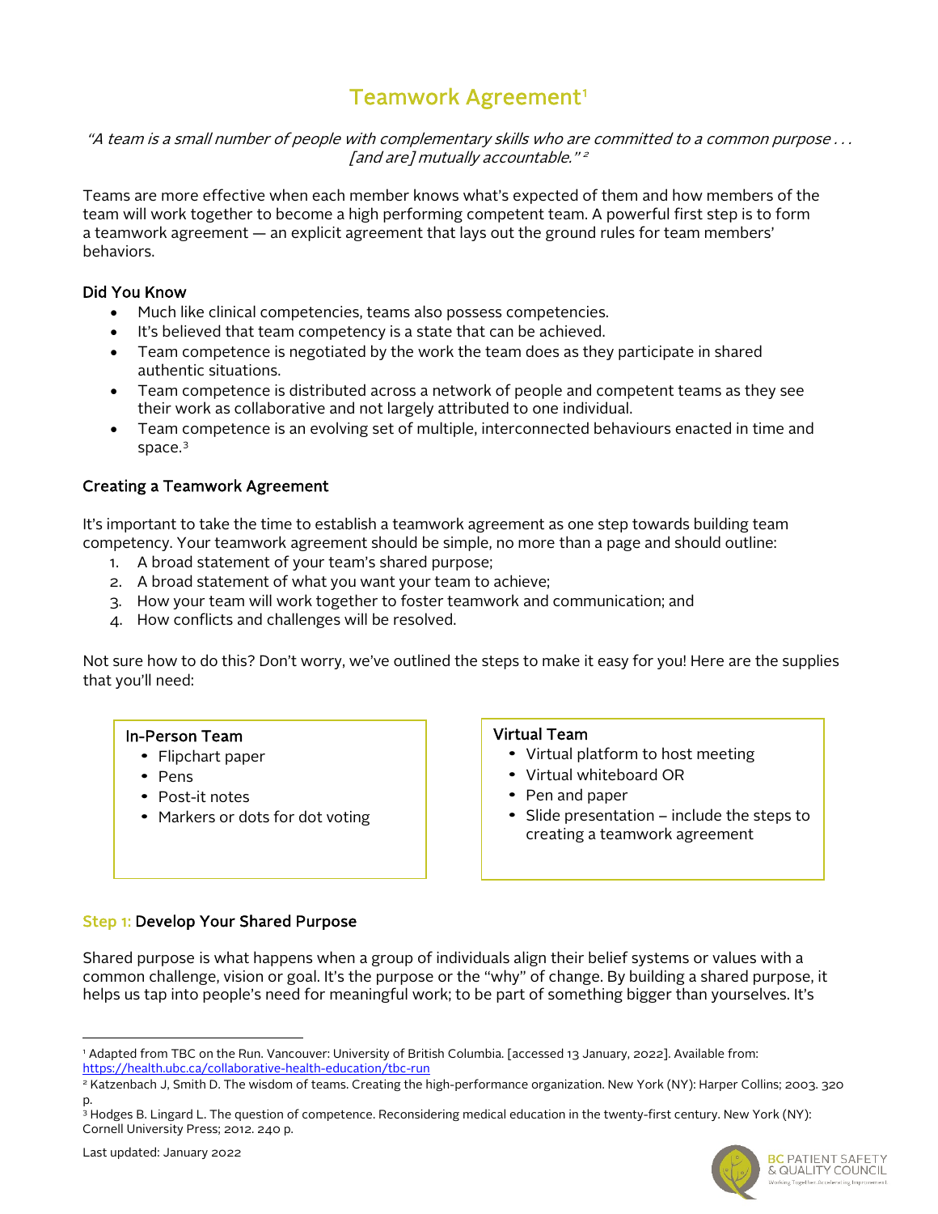# Teamwork Agreement[1]

*"A team is a small number of people with complementary skills who are committed to a common purpose . . . [and are] mutually accountable."* [2]

Teams are more effective when each member knows what's expected of them and how members of the team will work together to become a high performing competent team. A powerful first step is to form a teamwork agreement — an explicit agreement that lays out the ground rules for team members' behaviors.

### Did You Know

- Much like clinical competencies, teams also possess competencies.
- It's believed that team competency is a state that can be achieved.
- Team competence is negotiated by the work the team does as they participate in shared authentic situations.
- Team competence is distributed across a network of people and competent teams as they see their work as collaborative and not largely attributed to one individual.
- Team competence is an evolving set of multiple, interconnected behaviours enacted in time and space.[3]

### Creating a Teamwork Agreement

It's important to take the time to establish a teamwork agreement as one step towards building team competency. Your teamwork agreement should be simple, no more than a page and should outline:

1. A broad statement of your team's shared purpose;
2. A broad statement of what you want your team to achieve;
3. How your team will work together to foster teamwork and communication; and
4. How conflicts and challenges will be resolved.

Not sure how to do this? Don't worry, we've outlined the steps to make it easy for you! Here are the supplies that you'll need:

**In-Person Team**

- Flipchart paper
- Pens
- Post-it notes
- Markers or dots for dot voting

**Virtual Team**

- Virtual platform to host meeting
- Virtual whiteboard OR
- Pen and paper
- Slide presentation – include the steps to creating a teamwork agreement

### Step 1: Develop Your Shared Purpose

Shared purpose is what happens when a group of individuals align their belief systems or values with a common challenge, vision or goal. It's the purpose or the "why" of change. By building a shared purpose, it helps us tap into people's need for meaningful work; to be part of something bigger than yourselves. It's

---

[1] Adapted from TBC on the Run. Vancouver: University of British Columbia. [accessed 13 January, 2022]. Available from: https://health.ubc.ca/collaborative-health-education/tbc-run

[2] Katzenbach J, Smith D. The wisdom of teams. Creating the high-performance organization. New York (NY): Harper Collins; 2003. 320 p.

[3] Hodges B. Lingard L. The question of competence. Reconsidering medical education in the twenty-first century. New York (NY): Cornell University Press; 2012. 240 p.

Last updated: January 2022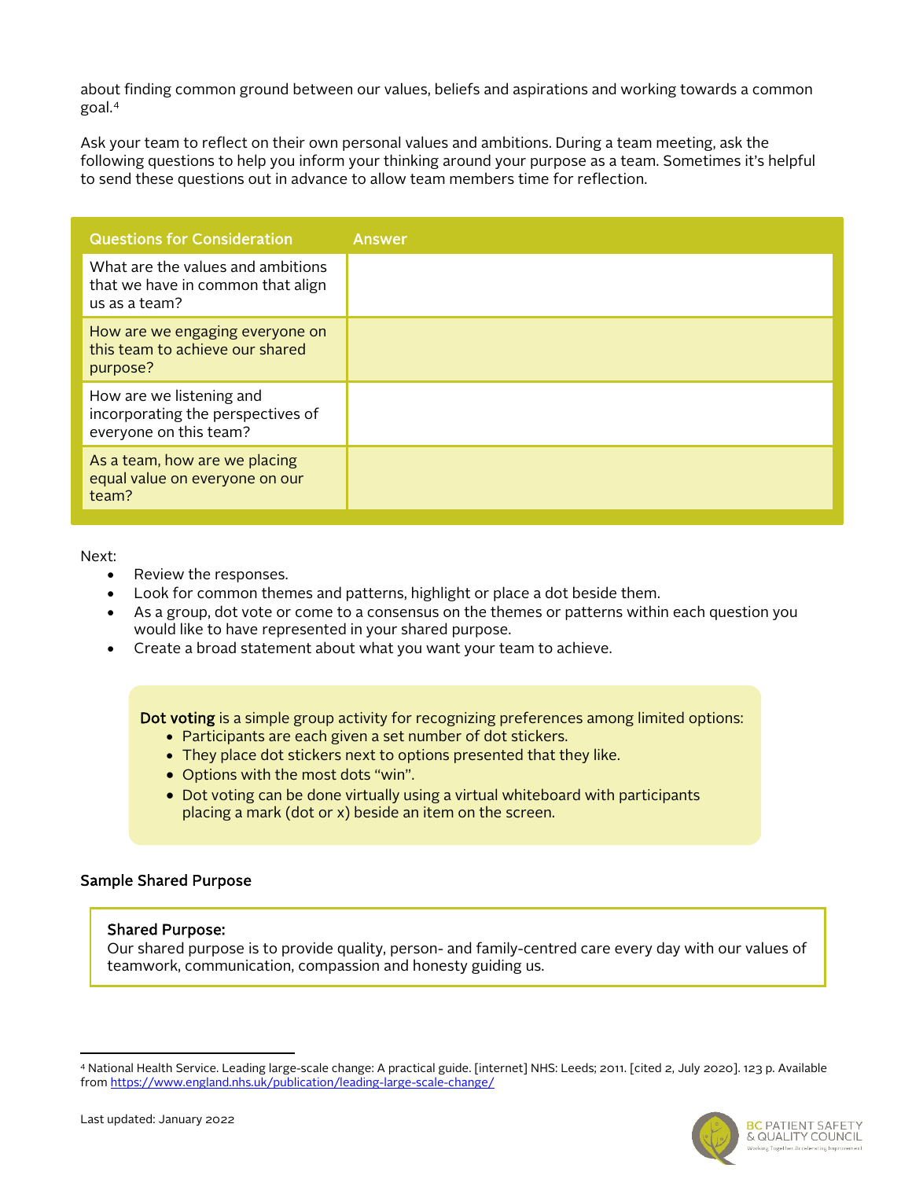about finding common ground between our values, beliefs and aspirations and working towards a common goal.[4]

Ask your team to reflect on their own personal values and ambitions. During a team meeting, ask the following questions to help you inform your thinking around your purpose as a team. Sometimes it's helpful to send these questions out in advance to allow team members time for reflection.

| Questions for Consideration | Answer |
| --- | --- |
| What are the values and ambitions that we have in common that align us as a team? | |
| How are we engaging everyone on this team to achieve our shared purpose? | |
| How are we listening and incorporating the perspectives of everyone on this team? | |
| As a team, how are we placing equal value on everyone on our team? | |

Next:

- Review the responses.
- Look for common themes and patterns, highlight or place a dot beside them.
- As a group, dot vote or come to a consensus on the themes or patterns within each question you would like to have represented in your shared purpose.
- Create a broad statement about what you want your team to achieve.

> **Dot voting** is a simple group activity for recognizing preferences among limited options:
> - Participants are each given a set number of dot stickers.
> - They place dot stickers next to options presented that they like.
> - Options with the most dots "win".
> - Dot voting can be done virtually using a virtual whiteboard with participants placing a mark (dot or x) beside an item on the screen.

### Sample Shared Purpose

> **Shared Purpose:**
> Our shared purpose is to provide quality, person- and family-centred care every day with our values of teamwork, communication, compassion and honesty guiding us.

[4] National Health Service. Leading large-scale change: A practical guide. [internet] NHS: Leeds; 2011. [cited 2, July 2020]. 123 p. Available from https://www.england.nhs.uk/publication/leading-large-scale-change/

Last updated: January 2022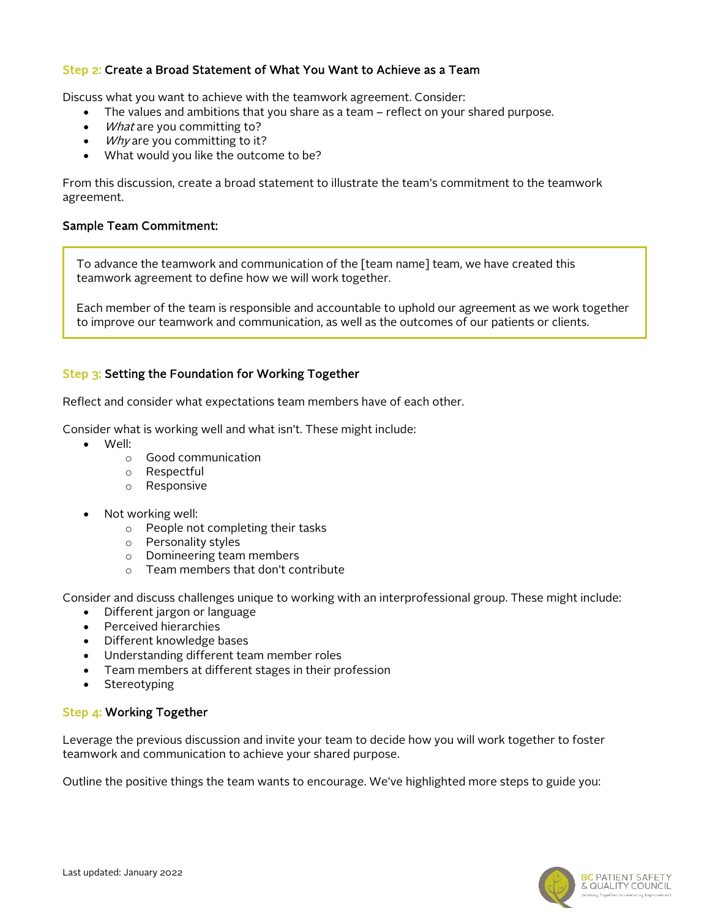### Step 2: Create a Broad Statement of What You Want to Achieve as a Team

Discuss what you want to achieve with the teamwork agreement. Consider:

- The values and ambitions that you share as a team – reflect on your shared purpose.
- *What* are you committing to?
- *Why* are you committing to it?
- What would you like the outcome to be?

From this discussion, create a broad statement to illustrate the team's commitment to the teamwork agreement.

**Sample Team Commitment:**

> To advance the teamwork and communication of the [team name] team, we have created this teamwork agreement to define how we will work together.
>
> Each member of the team is responsible and accountable to uphold our agreement as we work together to improve our teamwork and communication, as well as the outcomes of our patients or clients.

### Step 3: Setting the Foundation for Working Together

Reflect and consider what expectations team members have of each other.

Consider what is working well and what isn't. These might include:

- Well:
    - Good communication
    - Respectful
    - Responsive
- Not working well:
    - People not completing their tasks
    - Personality styles
    - Domineering team members
    - Team members that don't contribute

Consider and discuss challenges unique to working with an interprofessional group. These might include:

- Different jargon or language
- Perceived hierarchies
- Different knowledge bases
- Understanding different team member roles
- Team members at different stages in their profession
- Stereotyping

### Step 4: Working Together

Leverage the previous discussion and invite your team to decide how you will work together to foster teamwork and communication to achieve your shared purpose.

Outline the positive things the team wants to encourage. We've highlighted more steps to guide you: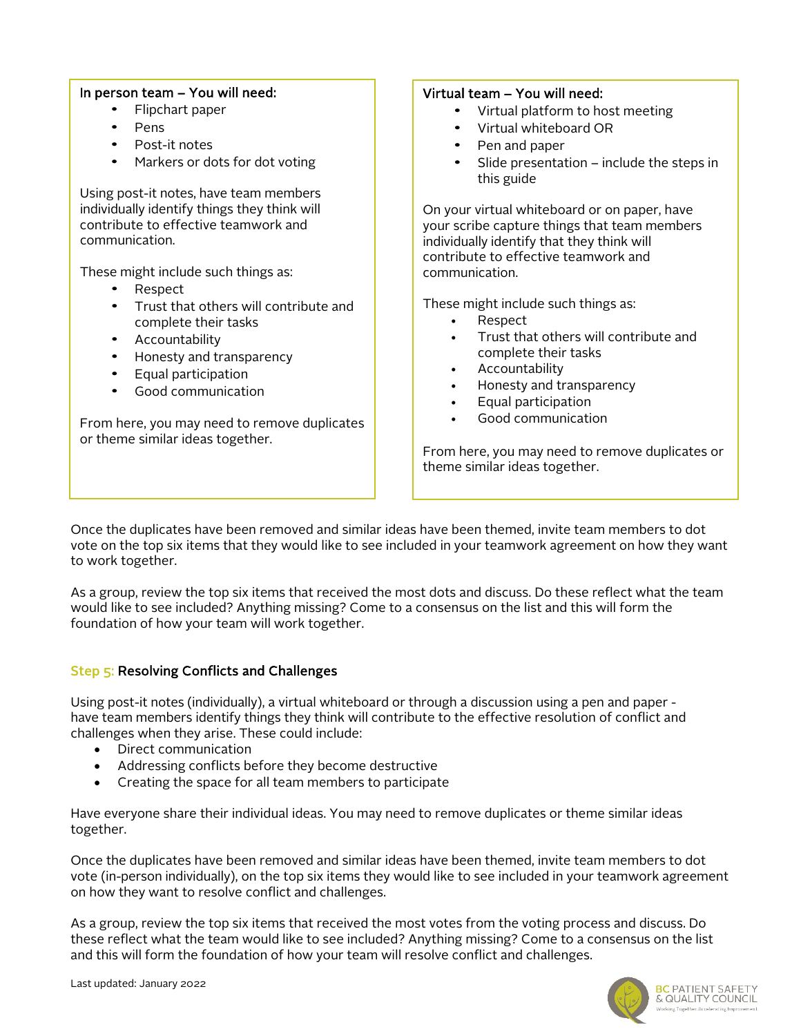**In person team – You will need:**

- Flipchart paper
- Pens
- Post-it notes
- Markers or dots for dot voting

Using post-it notes, have team members individually identify things they think will contribute to effective teamwork and communication.

These might include such things as:

- Respect
- Trust that others will contribute and complete their tasks
- Accountability
- Honesty and transparency
- Equal participation
- Good communication

From here, you may need to remove duplicates or theme similar ideas together.

**Virtual team – You will need:**

- Virtual platform to host meeting
- Virtual whiteboard OR
- Pen and paper
- Slide presentation – include the steps in this guide

On your virtual whiteboard or on paper, have your scribe capture things that team members individually identify that they think will contribute to effective teamwork and communication.

These might include such things as:

- Respect
- Trust that others will contribute and complete their tasks
- Accountability
- Honesty and transparency
- Equal participation
- Good communication

From here, you may need to remove duplicates or theme similar ideas together.

Once the duplicates have been removed and similar ideas have been themed, invite team members to dot vote on the top six items that they would like to see included in your teamwork agreement on how they want to work together.

As a group, review the top six items that received the most dots and discuss. Do these reflect what the team would like to see included? Anything missing? Come to a consensus on the list and this will form the foundation of how your team will work together.

### Step 5: Resolving Conflicts and Challenges

Using post-it notes (individually), a virtual whiteboard or through a discussion using a pen and paper - have team members identify things they think will contribute to the effective resolution of conflict and challenges when they arise. These could include:

- Direct communication
- Addressing conflicts before they become destructive
- Creating the space for all team members to participate

Have everyone share their individual ideas. You may need to remove duplicates or theme similar ideas together.

Once the duplicates have been removed and similar ideas have been themed, invite team members to dot vote (in-person individually), on the top six items they would like to see included in your teamwork agreement on how they want to resolve conflict and challenges.

As a group, review the top six items that received the most votes from the voting process and discuss. Do these reflect what the team would like to see included? Anything missing? Come to a consensus on the list and this will form the foundation of how your team will resolve conflict and challenges.

Last updated: January 2022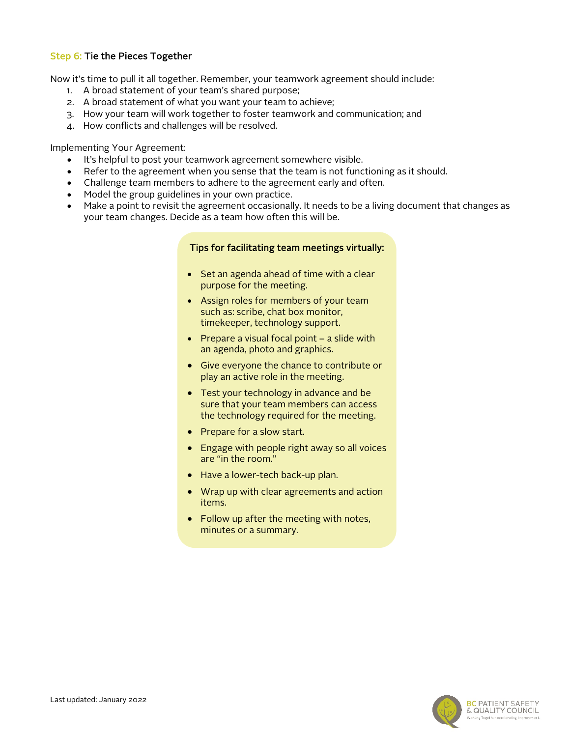### Step 6: Tie the Pieces Together

Now it's time to pull it all together. Remember, your teamwork agreement should include:

1. A broad statement of your team's shared purpose;
2. A broad statement of what you want your team to achieve;
3. How your team will work together to foster teamwork and communication; and
4. How conflicts and challenges will be resolved.

Implementing Your Agreement:

- It's helpful to post your teamwork agreement somewhere visible.
- Refer to the agreement when you sense that the team is not functioning as it should.
- Challenge team members to adhere to the agreement early and often.
- Model the group guidelines in your own practice.
- Make a point to revisit the agreement occasionally. It needs to be a living document that changes as your team changes. Decide as a team how often this will be.

**Tips for facilitating team meetings virtually:**

- Set an agenda ahead of time with a clear purpose for the meeting.
- Assign roles for members of your team such as: scribe, chat box monitor, timekeeper, technology support.
- Prepare a visual focal point – a slide with an agenda, photo and graphics.
- Give everyone the chance to contribute or play an active role in the meeting.
- Test your technology in advance and be sure that your team members can access the technology required for the meeting.
- Prepare for a slow start.
- Engage with people right away so all voices are "in the room."
- Have a lower-tech back-up plan.
- Wrap up with clear agreements and action items.
- Follow up after the meeting with notes, minutes or a summary.

Last updated: January 2022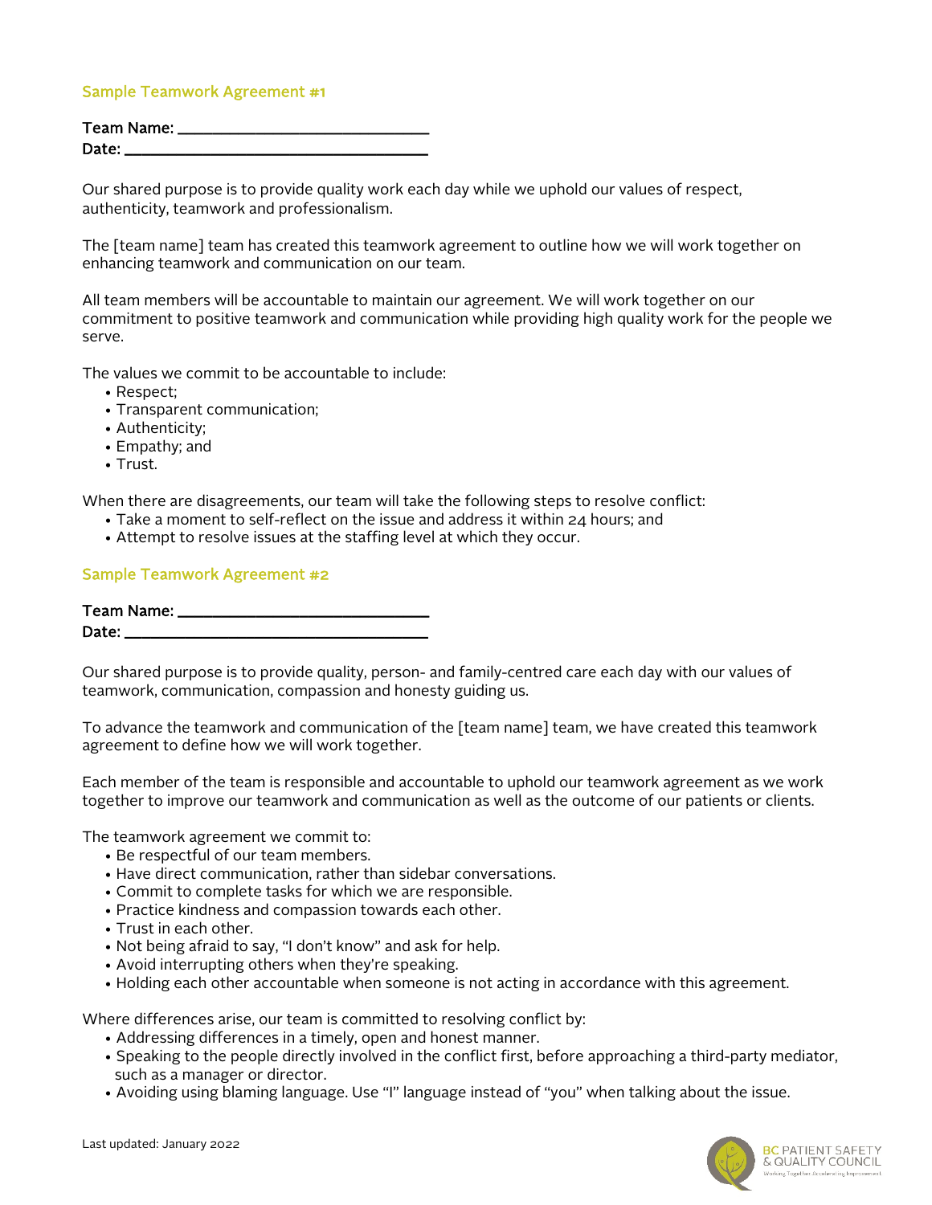## Sample Teamwork Agreement #1

**Team Name:** ______________________________
**Date:** ___________________________________

Our shared purpose is to provide quality work each day while we uphold our values of respect, authenticity, teamwork and professionalism.

The [team name] team has created this teamwork agreement to outline how we will work together on enhancing teamwork and communication on our team.

All team members will be accountable to maintain our agreement. We will work together on our commitment to positive teamwork and communication while providing high quality work for the people we serve.

The values we commit to be accountable to include:

- Respect;
- Transparent communication;
- Authenticity;
- Empathy; and
- Trust.

When there are disagreements, our team will take the following steps to resolve conflict:

- Take a moment to self-reflect on the issue and address it within 24 hours; and
- Attempt to resolve issues at the staffing level at which they occur.

## Sample Teamwork Agreement #2

**Team Name:** ______________________________
**Date:** ___________________________________

Our shared purpose is to provide quality, person- and family-centred care each day with our values of teamwork, communication, compassion and honesty guiding us.

To advance the teamwork and communication of the [team name] team, we have created this teamwork agreement to define how we will work together.

Each member of the team is responsible and accountable to uphold our teamwork agreement as we work together to improve our teamwork and communication as well as the outcome of our patients or clients.

The teamwork agreement we commit to:

- Be respectful of our team members.
- Have direct communication, rather than sidebar conversations.
- Commit to complete tasks for which we are responsible.
- Practice kindness and compassion towards each other.
- Trust in each other.
- Not being afraid to say, "I don't know" and ask for help.
- Avoid interrupting others when they're speaking.
- Holding each other accountable when someone is not acting in accordance with this agreement.

Where differences arise, our team is committed to resolving conflict by:

- Addressing differences in a timely, open and honest manner.
- Speaking to the people directly involved in the conflict first, before approaching a third-party mediator, such as a manager or director.
- Avoiding using blaming language. Use "I" language instead of "you" when talking about the issue.

Last updated: January 2022